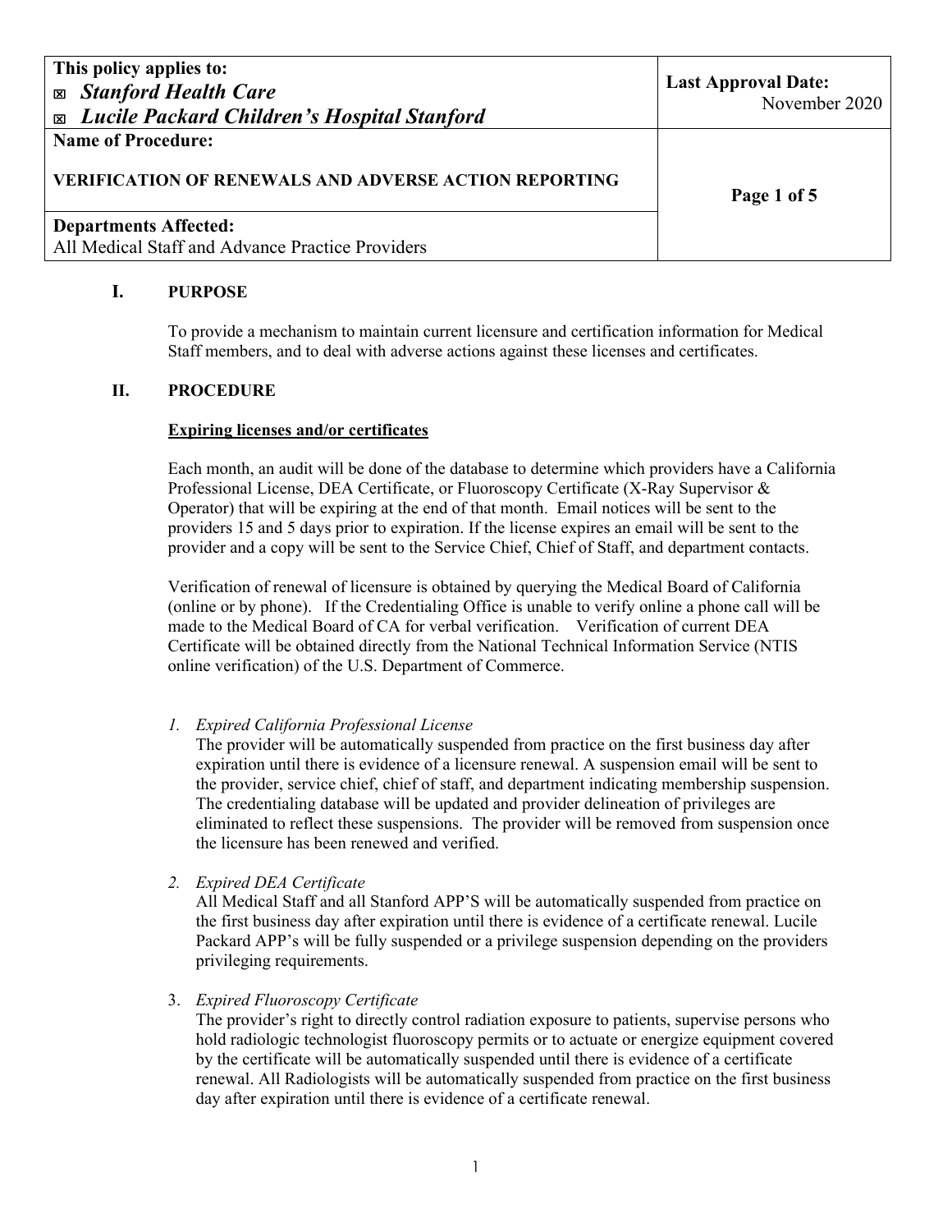| This policy applies to:<br>☒ ***Stanford Health Care***<br>☒ ***Lucile Packard Children's Hospital Stanford*** | **Last Approval Date:**<br>November 2020 |
|---|---|
| **Name of Procedure:**<br><br>**VERIFICATION OF RENEWALS AND ADVERSE ACTION REPORTING** | |
| **Departments Affected:**<br>All Medical Staff and Advance Practice Providers | |

## I. PURPOSE

To provide a mechanism to maintain current licensure and certification information for Medical Staff members, and to deal with adverse actions against these licenses and certificates.

## II. PROCEDURE

**Expiring licenses and/or certificates**

Each month, an audit will be done of the database to determine which providers have a California Professional License, DEA Certificate, or Fluoroscopy Certificate (X-Ray Supervisor & Operator) that will be expiring at the end of that month. Email notices will be sent to the providers 15 and 5 days prior to expiration. If the license expires an email will be sent to the provider and a copy will be sent to the Service Chief, Chief of Staff, and department contacts.

Verification of renewal of licensure is obtained by querying the Medical Board of California (online or by phone). If the Credentialing Office is unable to verify online a phone call will be made to the Medical Board of CA for verbal verification. Verification of current DEA Certificate will be obtained directly from the National Technical Information Service (NTIS online verification) of the U.S. Department of Commerce.

1. *Expired California Professional License*
   The provider will be automatically suspended from practice on the first business day after expiration until there is evidence of a licensure renewal. A suspension email will be sent to the provider, service chief, chief of staff, and department indicating membership suspension. The credentialing database will be updated and provider delineation of privileges are eliminated to reflect these suspensions. The provider will be removed from suspension once the licensure has been renewed and verified.

2. *Expired DEA Certificate*
   All Medical Staff and all Stanford APP'S will be automatically suspended from practice on the first business day after expiration until there is evidence of a certificate renewal. Lucile Packard APP's will be fully suspended or a privilege suspension depending on the providers privileging requirements.

3. *Expired Fluoroscopy Certificate*
   The provider's right to directly control radiation exposure to patients, supervise persons who hold radiologic technologist fluoroscopy permits or to actuate or energize equipment covered by the certificate will be automatically suspended until there is evidence of a certificate renewal. All Radiologists will be automatically suspended from practice on the first business day after expiration until there is evidence of a certificate renewal.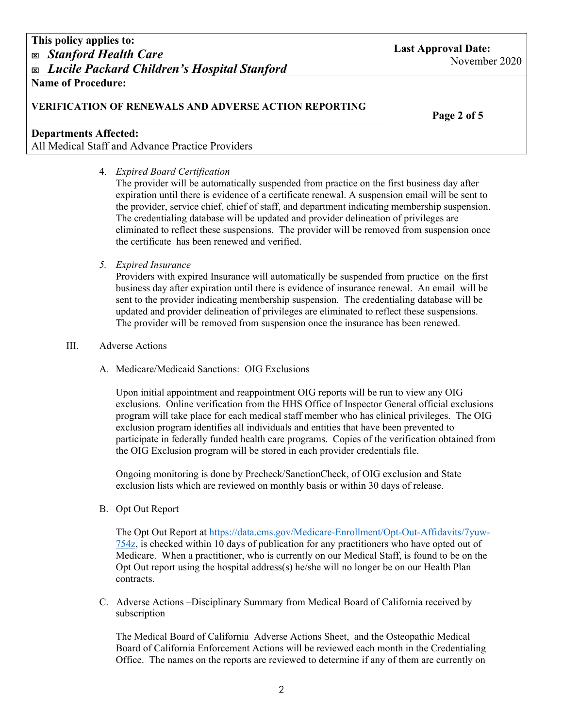4. *Expired Board Certification*
   The provider will be automatically suspended from practice on the first business day after expiration until there is evidence of a certificate renewal. A suspension email will be sent to the provider, service chief, chief of staff, and department indicating membership suspension. The credentialing database will be updated and provider delineation of privileges are eliminated to reflect these suspensions. The provider will be removed from suspension once the certificate has been renewed and verified.

5. *Expired Insurance*
   Providers with expired Insurance will automatically be suspended from practice on the first business day after expiration until there is evidence of insurance renewal. An email will be sent to the provider indicating membership suspension. The credentialing database will be updated and provider delineation of privileges are eliminated to reflect these suspensions. The provider will be removed from suspension once the insurance has been renewed.

III. Adverse Actions

A. Medicare/Medicaid Sanctions: OIG Exclusions

Upon initial appointment and reappointment OIG reports will be run to view any OIG exclusions. Online verification from the HHS Office of Inspector General official exclusions program will take place for each medical staff member who has clinical privileges. The OIG exclusion program identifies all individuals and entities that have been prevented to participate in federally funded health care programs. Copies of the verification obtained from the OIG Exclusion program will be stored in each provider credentials file.

Ongoing monitoring is done by Precheck/SanctionCheck, of OIG exclusion and State exclusion lists which are reviewed on monthly basis or within 30 days of release.

B. Opt Out Report

The Opt Out Report at [https://data.cms.gov/Medicare-Enrollment/Opt-Out-Affidavits/7yuw-754z](https://data.cms.gov/Medicare-Enrollment/Opt-Out-Affidavits/7yuw-754z), is checked within 10 days of publication for any practitioners who have opted out of Medicare. When a practitioner, who is currently on our Medical Staff, is found to be on the Opt Out report using the hospital address(s) he/she will no longer be on our Health Plan contracts.

C. Adverse Actions –Disciplinary Summary from Medical Board of California received by subscription

The Medical Board of California Adverse Actions Sheet, and the Osteopathic Medical Board of California Enforcement Actions will be reviewed each month in the Credentialing Office. The names on the reports are reviewed to determine if any of them are currently on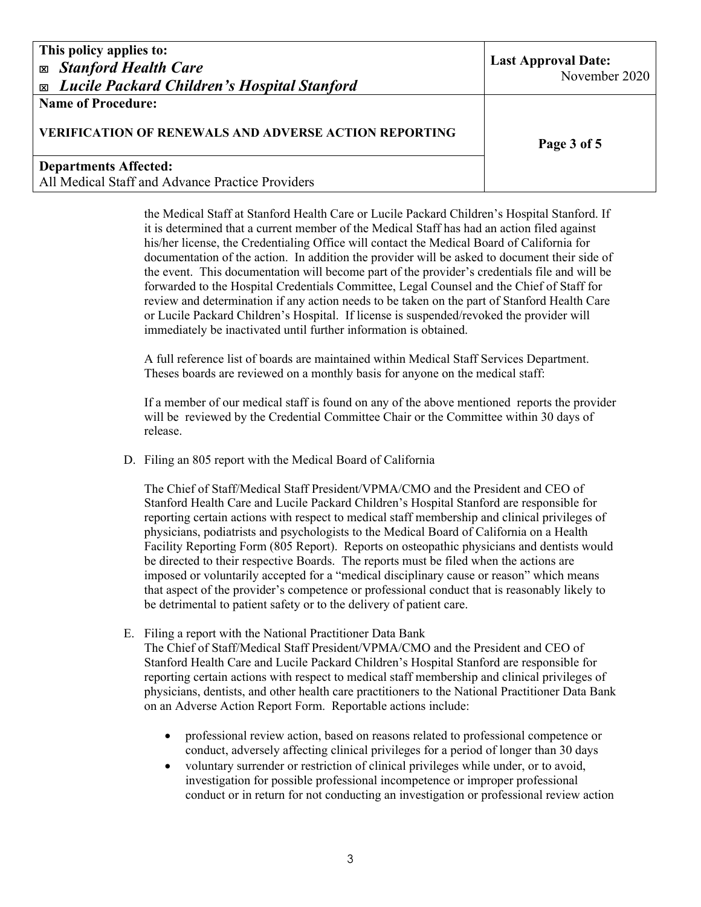the Medical Staff at Stanford Health Care or Lucile Packard Children's Hospital Stanford. If it is determined that a current member of the Medical Staff has had an action filed against his/her license, the Credentialing Office will contact the Medical Board of California for documentation of the action. In addition the provider will be asked to document their side of the event. This documentation will become part of the provider's credentials file and will be forwarded to the Hospital Credentials Committee, Legal Counsel and the Chief of Staff for review and determination if any action needs to be taken on the part of Stanford Health Care or Lucile Packard Children's Hospital. If license is suspended/revoked the provider will immediately be inactivated until further information is obtained.

A full reference list of boards are maintained within Medical Staff Services Department. Theses boards are reviewed on a monthly basis for anyone on the medical staff:

If a member of our medical staff is found on any of the above mentioned reports the provider will be reviewed by the Credential Committee Chair or the Committee within 30 days of release.

D. Filing an 805 report with the Medical Board of California

The Chief of Staff/Medical Staff President/VPMA/CMO and the President and CEO of Stanford Health Care and Lucile Packard Children's Hospital Stanford are responsible for reporting certain actions with respect to medical staff membership and clinical privileges of physicians, podiatrists and psychologists to the Medical Board of California on a Health Facility Reporting Form (805 Report). Reports on osteopathic physicians and dentists would be directed to their respective Boards. The reports must be filed when the actions are imposed or voluntarily accepted for a "medical disciplinary cause or reason" which means that aspect of the provider's competence or professional conduct that is reasonably likely to be detrimental to patient safety or to the delivery of patient care.

E. Filing a report with the National Practitioner Data Bank

The Chief of Staff/Medical Staff President/VPMA/CMO and the President and CEO of Stanford Health Care and Lucile Packard Children's Hospital Stanford are responsible for reporting certain actions with respect to medical staff membership and clinical privileges of physicians, dentists, and other health care practitioners to the National Practitioner Data Bank on an Adverse Action Report Form. Reportable actions include:

- professional review action, based on reasons related to professional competence or conduct, adversely affecting clinical privileges for a period of longer than 30 days
- voluntary surrender or restriction of clinical privileges while under, or to avoid, investigation for possible professional incompetence or improper professional conduct or in return for not conducting an investigation or professional review action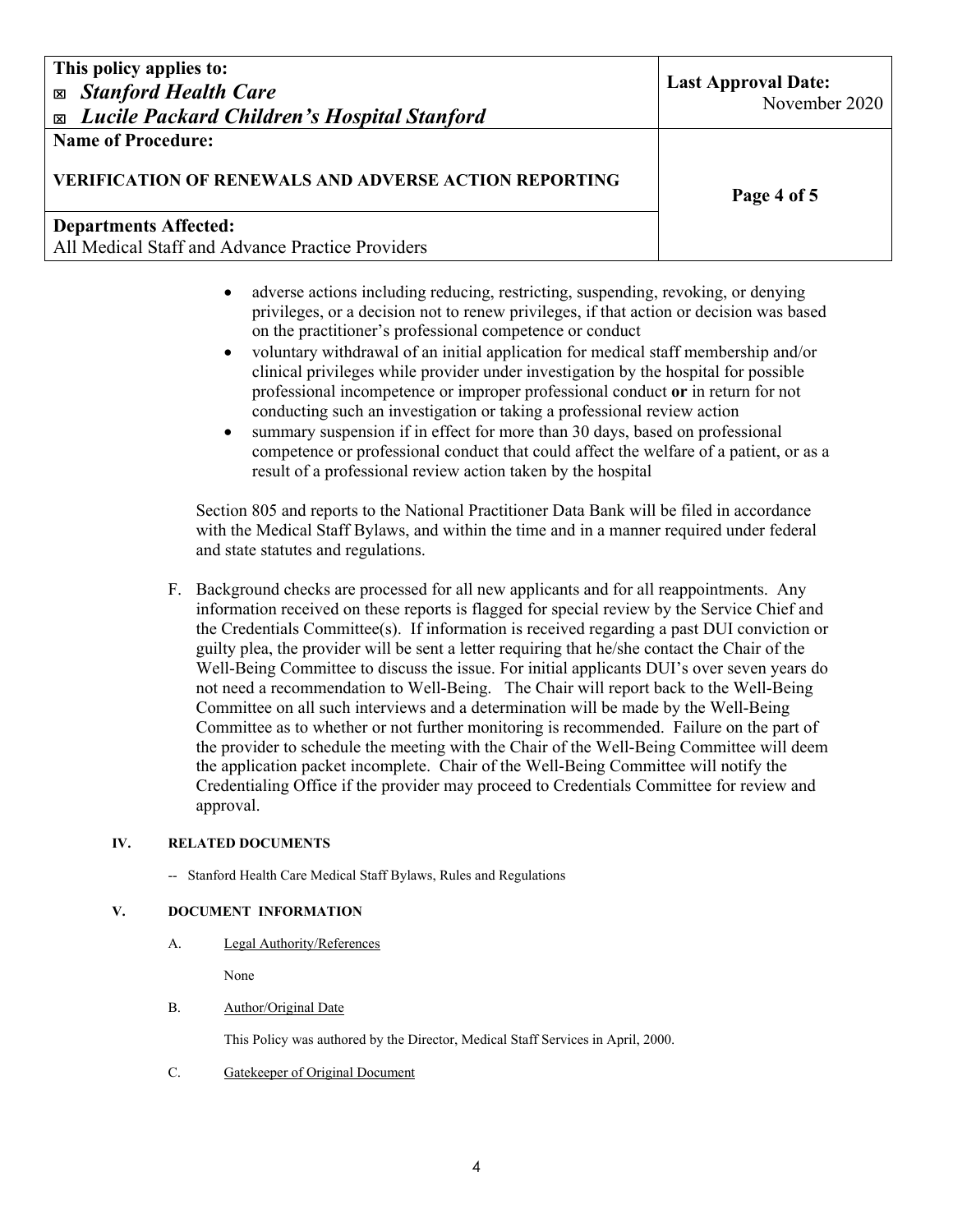- adverse actions including reducing, restricting, suspending, revoking, or denying privileges, or a decision not to renew privileges, if that action or decision was based on the practitioner's professional competence or conduct
- voluntary withdrawal of an initial application for medical staff membership and/or clinical privileges while provider under investigation by the hospital for possible professional incompetence or improper professional conduct **or** in return for not conducting such an investigation or taking a professional review action
- summary suspension if in effect for more than 30 days, based on professional competence or professional conduct that could affect the welfare of a patient, or as a result of a professional review action taken by the hospital

Section 805 and reports to the National Practitioner Data Bank will be filed in accordance with the Medical Staff Bylaws, and within the time and in a manner required under federal and state statutes and regulations.

F. Background checks are processed for all new applicants and for all reappointments. Any information received on these reports is flagged for special review by the Service Chief and the Credentials Committee(s). If information is received regarding a past DUI conviction or guilty plea, the provider will be sent a letter requiring that he/she contact the Chair of the Well-Being Committee to discuss the issue. For initial applicants DUI's over seven years do not need a recommendation to Well-Being. The Chair will report back to the Well-Being Committee on all such interviews and a determination will be made by the Well-Being Committee as to whether or not further monitoring is recommended. Failure on the part of the provider to schedule the meeting with the Chair of the Well-Being Committee will deem the application packet incomplete. Chair of the Well-Being Committee will notify the Credentialing Office if the provider may proceed to Credentials Committee for review and approval.

## IV. RELATED DOCUMENTS

-- Stanford Health Care Medical Staff Bylaws, Rules and Regulations

## V. DOCUMENT INFORMATION

A. Legal Authority/References

None

B. Author/Original Date

This Policy was authored by the Director, Medical Staff Services in April, 2000.

C. Gatekeeper of Original Document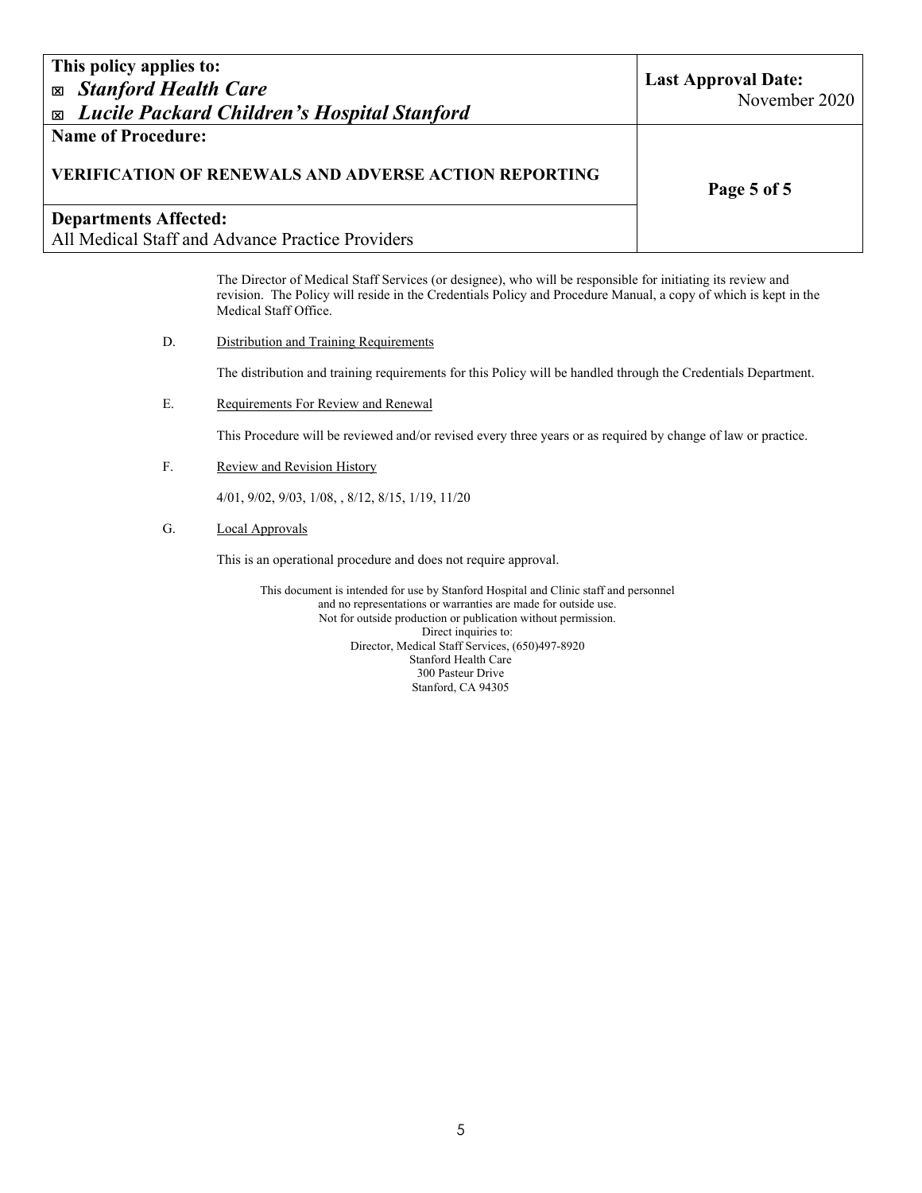The Director of Medical Staff Services (or designee), who will be responsible for initiating its review and revision. The Policy will reside in the Credentials Policy and Procedure Manual, a copy of which is kept in the Medical Staff Office.

D. Distribution and Training Requirements

The distribution and training requirements for this Policy will be handled through the Credentials Department.

E. Requirements For Review and Renewal

This Procedure will be reviewed and/or revised every three years or as required by change of law or practice.

F. Review and Revision History

4/01, 9/02, 9/03, 1/08, , 8/12, 8/15, 1/19, 11/20

G. Local Approvals

This is an operational procedure and does not require approval.

This document is intended for use by Stanford Hospital and Clinic staff and personnel
and no representations or warranties are made for outside use.
Not for outside production or publication without permission.
Direct inquiries to:
Director, Medical Staff Services, (650)497-8920
Stanford Health Care
300 Pasteur Drive
Stanford, CA 94305